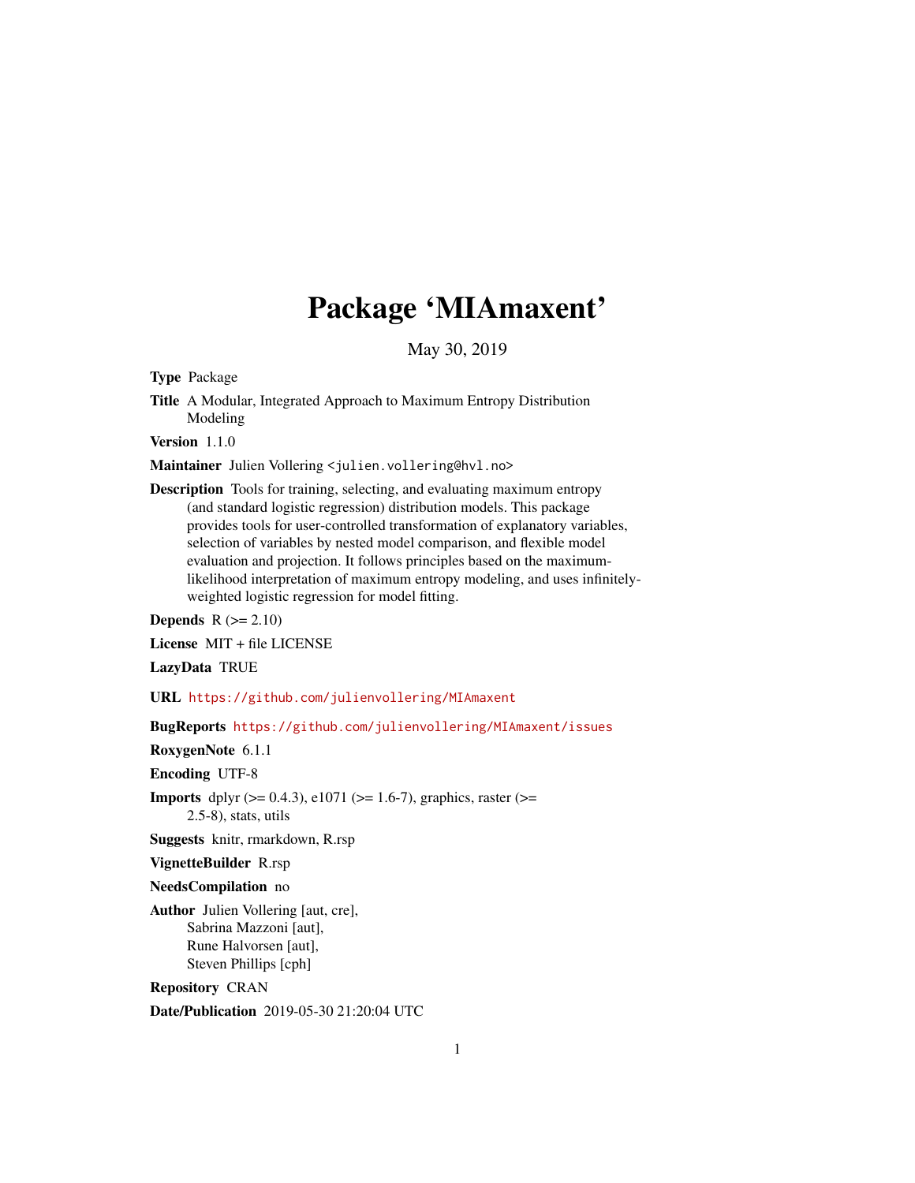# Package 'MIAmaxent'

May 30, 2019

**Type** Package

**Title** A Modular, Integrated Approach to Maximum Entropy Distribution Modeling

**Version** 1.1.0

**Maintainer** Julien Vollering <julien.vollering@hvl.no>

**Description** Tools for training, selecting, and evaluating maximum entropy (and standard logistic regression) distribution models. This package provides tools for user-controlled transformation of explanatory variables, selection of variables by nested model comparison, and flexible model evaluation and projection. It follows principles based on the maximum-likelihood interpretation of maximum entropy modeling, and uses infinitely-weighted logistic regression for model fitting.

**Depends** R (>= 2.10)

**License** MIT + file LICENSE

**LazyData** TRUE

**URL** https://github.com/julienvollering/MIAmaxent

**BugReports** https://github.com/julienvollering/MIAmaxent/issues

**RoxygenNote** 6.1.1

**Encoding** UTF-8

**Imports** dplyr (>= 0.4.3), e1071 (>= 1.6-7), graphics, raster (>= 2.5-8), stats, utils

**Suggests** knitr, rmarkdown, R.rsp

**VignetteBuilder** R.rsp

**NeedsCompilation** no

**Author** Julien Vollering [aut, cre],
Sabrina Mazzoni [aut],
Rune Halvorsen [aut],
Steven Phillips [cph]

**Repository** CRAN

**Date/Publication** 2019-05-30 21:20:04 UTC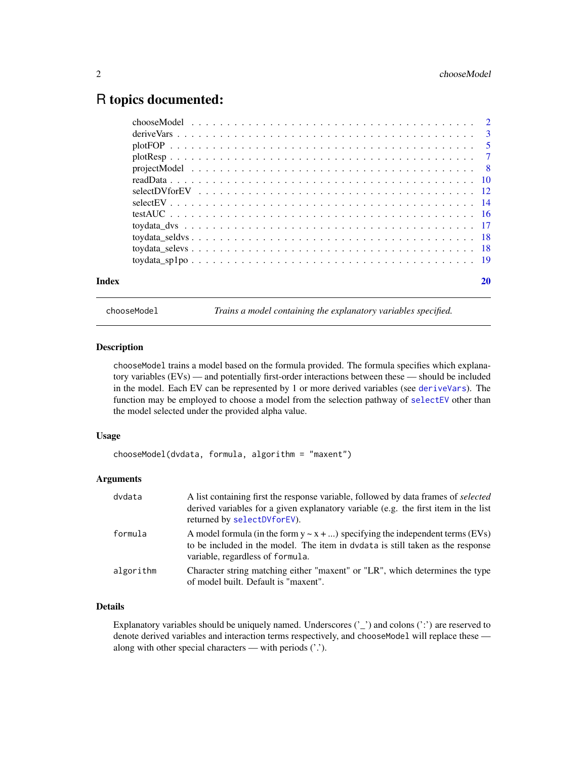# R topics documented:

| | |
|---|---|
| chooseModel | 2 |
| deriveVars | 3 |
| plotFOP | 5 |
| plotResp | 7 |
| projectModel | 8 |
| readData | 10 |
| selectDVforEV | 12 |
| selectEV | 14 |
| testAUC | 16 |
| toydata_dvs | 17 |
| toydata_seldvs | 18 |
| toydata_selevs | 18 |
| toydata_sp1po | 19 |
| **Index** | **20** |

---

## chooseModel — *Trains a model containing the explanatory variables specified.*

### Description

chooseModel trains a model based on the formula provided. The formula specifies which explanatory variables (EVs) — and potentially first-order interactions between these — should be included in the model. Each EV can be represented by 1 or more derived variables (see deriveVars). The function may be employed to choose a model from the selection pathway of selectEV other than the model selected under the provided alpha value.

### Usage

```
chooseModel(dvdata, formula, algorithm = "maxent")
```

### Arguments

| | |
|---|---|
| dvdata | A list containing first the response variable, followed by data frames of *selected* derived variables for a given explanatory variable (e.g. the first item in the list returned by selectDVforEV). |
| formula | A model formula (in the form y ~ x + ...) specifying the independent terms (EVs) to be included in the model. The item in dvdata is still taken as the response variable, regardless of formula. |
| algorithm | Character string matching either "maxent" or "LR", which determines the type of model built. Default is "maxent". |

### Details

Explanatory variables should be uniquely named. Underscores ('_') and colons (':') are reserved to denote derived variables and interaction terms respectively, and chooseModel will replace these — along with other special characters — with periods ('.').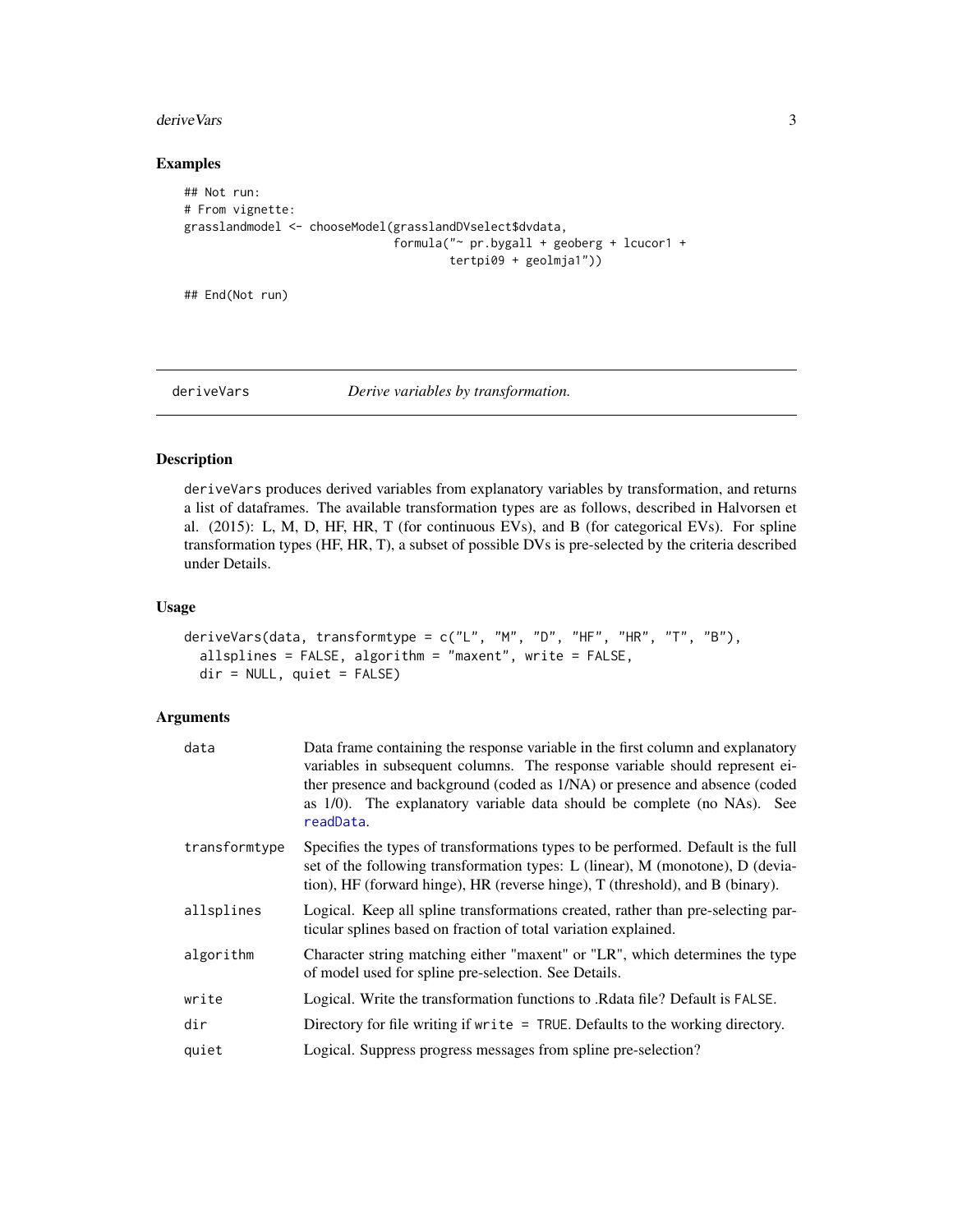## Examples

```
## Not run:
# From vignette:
grasslandmodel <- chooseModel(grasslandDVselect$dvdata,
                              formula("~ pr.bygall + geoberg + lcucor1 +
                                      tertpi09 + geolmja1"))

## End(Not run)
```

---

## deriveVars — *Derive variables by transformation.*

---

### Description

deriveVars produces derived variables from explanatory variables by transformation, and returns a list of dataframes. The available transformation types are as follows, described in Halvorsen et al. (2015): L, M, D, HF, HR, T (for continuous EVs), and B (for categorical EVs). For spline transformation types (HF, HR, T), a subset of possible DVs is pre-selected by the criteria described under Details.

### Usage

```
deriveVars(data, transformtype = c("L", "M", "D", "HF", "HR", "T", "B"),
  allsplines = FALSE, algorithm = "maxent", write = FALSE,
  dir = NULL, quiet = FALSE)
```

### Arguments

| | |
|---|---|
| data | Data frame containing the response variable in the first column and explanatory variables in subsequent columns. The response variable should represent either presence and background (coded as 1/NA) or presence and absence (coded as 1/0). The explanatory variable data should be complete (no NAs). See readData. |
| transformtype | Specifies the types of transformations types to be performed. Default is the full set of the following transformation types: L (linear), M (monotone), D (deviation), HF (forward hinge), HR (reverse hinge), T (threshold), and B (binary). |
| allsplines | Logical. Keep all spline transformations created, rather than pre-selecting particular splines based on fraction of total variation explained. |
| algorithm | Character string matching either "maxent" or "LR", which determines the type of model used for spline pre-selection. See Details. |
| write | Logical. Write the transformation functions to .Rdata file? Default is FALSE. |
| dir | Directory for file writing if write = TRUE. Defaults to the working directory. |
| quiet | Logical. Suppress progress messages from spline pre-selection? |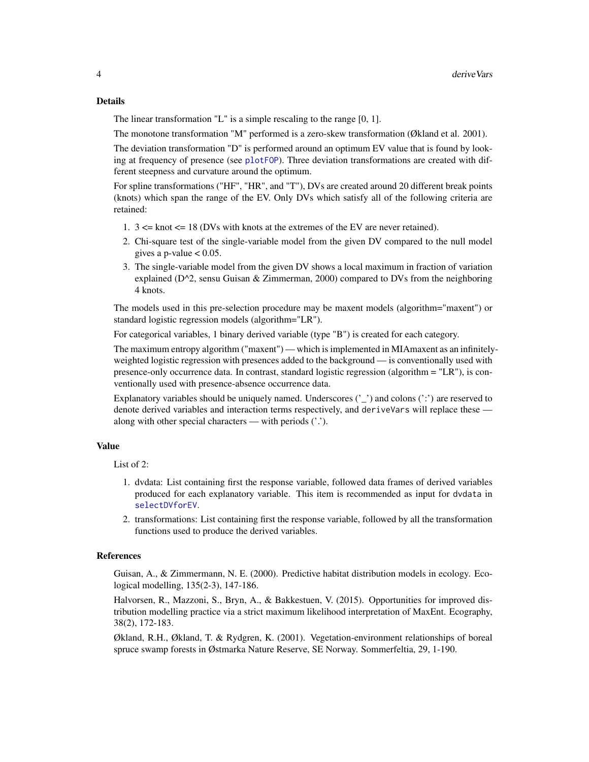### Details

The linear transformation "L" is a simple rescaling to the range [0, 1].

The monotone transformation "M" performed is a zero-skew transformation (Økland et al. 2001).

The deviation transformation "D" is performed around an optimum EV value that is found by looking at frequency of presence (see `plotFOP`). Three deviation transformations are created with different steepness and curvature around the optimum.

For spline transformations ("HF", "HR", and "T"), DVs are created around 20 different break points (knots) which span the range of the EV. Only DVs which satisfy all of the following criteria are retained:

1. 3 <= knot <= 18 (DVs with knots at the extremes of the EV are never retained).
2. Chi-square test of the single-variable model from the given DV compared to the null model gives a p-value < 0.05.
3. The single-variable model from the given DV shows a local maximum in fraction of variation explained (D^2, sensu Guisan & Zimmerman, 2000) compared to DVs from the neighboring 4 knots.

The models used in this pre-selection procedure may be maxent models (algorithm="maxent") or standard logistic regression models (algorithm="LR").

For categorical variables, 1 binary derived variable (type "B") is created for each category.

The maximum entropy algorithm ("maxent") — which is implemented in MIAmaxent as an infinitely-weighted logistic regression with presences added to the background — is conventionally used with presence-only occurrence data. In contrast, standard logistic regression (algorithm = "LR"), is conventionally used with presence-absence occurrence data.

Explanatory variables should be uniquely named. Underscores ('_') and colons (':') are reserved to denote derived variables and interaction terms respectively, and `deriveVars` will replace these — along with other special characters — with periods ('.').

### Value

List of 2:

1. dvdata: List containing first the response variable, followed data frames of derived variables produced for each explanatory variable. This item is recommended as input for `dvdata` in `selectDVforEV`.
2. transformations: List containing first the response variable, followed by all the transformation functions used to produce the derived variables.

### References

Guisan, A., & Zimmermann, N. E. (2000). Predictive habitat distribution models in ecology. Ecological modelling, 135(2-3), 147-186.

Halvorsen, R., Mazzoni, S., Bryn, A., & Bakkestuen, V. (2015). Opportunities for improved distribution modelling practice via a strict maximum likelihood interpretation of MaxEnt. Ecography, 38(2), 172-183.

Økland, R.H., Økland, T. & Rydgren, K. (2001). Vegetation-environment relationships of boreal spruce swamp forests in Østmarka Nature Reserve, SE Norway. Sommerfeltia, 29, 1-190.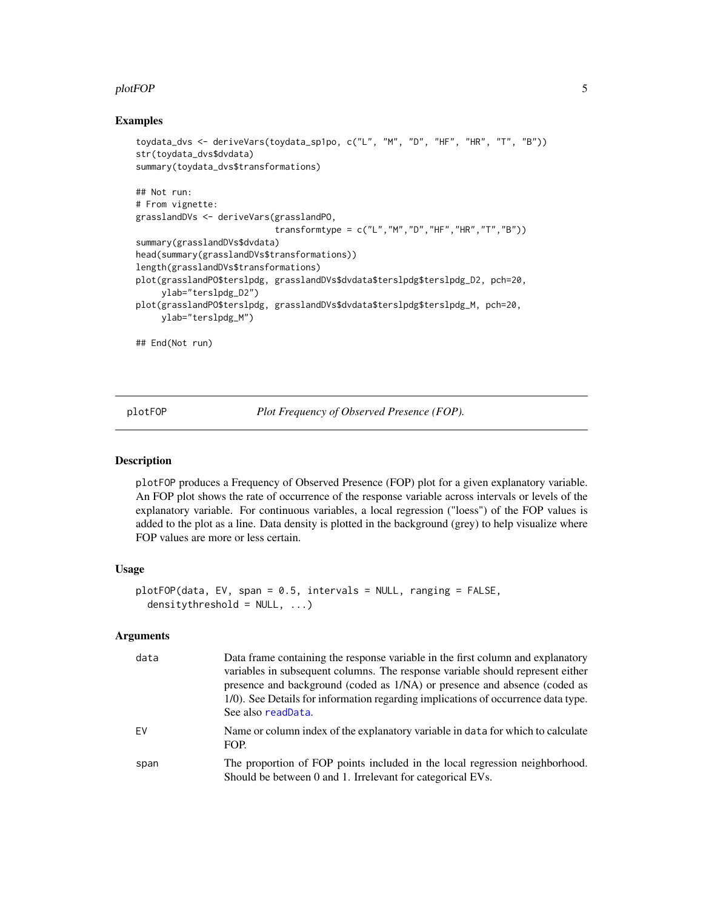### Examples

```
toydata_dvs <- deriveVars(toydata_sp1po, c("L", "M", "D", "HF", "HR", "T", "B"))
str(toydata_dvs$dvdata)
summary(toydata_dvs$transformations)

## Not run:
# From vignette:
grasslandDVs <- deriveVars(grasslandPO,
                           transformtype = c("L","M","D","HF","HR","T","B"))
summary(grasslandDVs$dvdata)
head(summary(grasslandDVs$transformations))
length(grasslandDVs$transformations)
plot(grasslandPO$terslpdg, grasslandDVs$dvdata$terslpdg$terslpdg_D2, pch=20,
     ylab="terslpdg_D2")
plot(grasslandPO$terslpdg, grasslandDVs$dvdata$terslpdg$terslpdg_M, pch=20,
     ylab="terslpdg_M")

## End(Not run)
```

---

## plotFOP — *Plot Frequency of Observed Presence (FOP).*

### Description

`plotFOP` produces a Frequency of Observed Presence (FOP) plot for a given explanatory variable. An FOP plot shows the rate of occurrence of the response variable across intervals or levels of the explanatory variable. For continuous variables, a local regression ("loess") of the FOP values is added to the plot as a line. Data density is plotted in the background (grey) to help visualize where FOP values are more or less certain.

### Usage

```
plotFOP(data, EV, span = 0.5, intervals = NULL, ranging = FALSE,
  densitythreshold = NULL, ...)
```

### Arguments

| Argument | Description |
|---|---|
| `data` | Data frame containing the response variable in the first column and explanatory variables in subsequent columns. The response variable should represent either presence and background (coded as 1/NA) or presence and absence (coded as 1/0). See Details for information regarding implications of occurrence data type. See also `readData`. |
| `EV` | Name or column index of the explanatory variable in `data` for which to calculate FOP. |
| `span` | The proportion of FOP points included in the local regression neighborhood. Should be between 0 and 1. Irrelevant for categorical EVs. |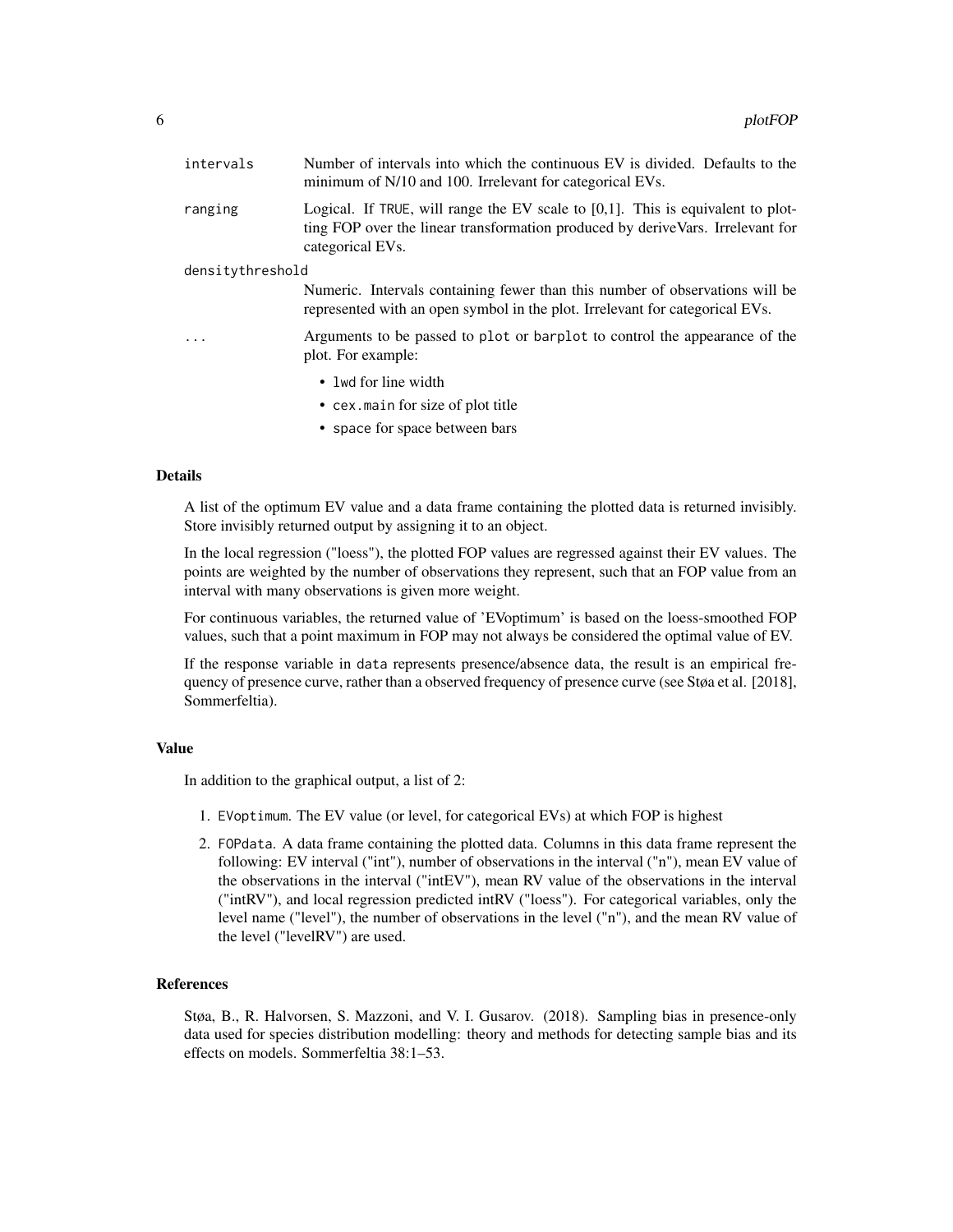| | |
|---|---|
| `intervals` | Number of intervals into which the continuous EV is divided. Defaults to the minimum of N/10 and 100. Irrelevant for categorical EVs. |
| `ranging` | Logical. If `TRUE`, will range the EV scale to [0,1]. This is equivalent to plotting FOP over the linear transformation produced by deriveVars. Irrelevant for categorical EVs. |
| `densitythreshold` | Numeric. Intervals containing fewer than this number of observations will be represented with an open symbol in the plot. Irrelevant for categorical EVs. |
| `...` | Arguments to be passed to `plot` or `barplot` to control the appearance of the plot. For example: <br>• `lwd` for line width <br>• `cex.main` for size of plot title <br>• `space` for space between bars |

## Details

A list of the optimum EV value and a data frame containing the plotted data is returned invisibly. Store invisibly returned output by assigning it to an object.

In the local regression ("loess"), the plotted FOP values are regressed against their EV values. The points are weighted by the number of observations they represent, such that an FOP value from an interval with many observations is given more weight.

For continuous variables, the returned value of 'EVoptimum' is based on the loess-smoothed FOP values, such that a point maximum in FOP may not always be considered the optimal value of EV.

If the response variable in `data` represents presence/absence data, the result is an empirical frequency of presence curve, rather than a observed frequency of presence curve (see Støa et al. [2018], Sommerfeltia).

## Value

In addition to the graphical output, a list of 2:

1. `EVoptimum`. The EV value (or level, for categorical EVs) at which FOP is highest
2. `FOPdata`. A data frame containing the plotted data. Columns in this data frame represent the following: EV interval ("int"), number of observations in the interval ("n"), mean EV value of the observations in the interval ("intEV"), mean RV value of the observations in the interval ("intRV"), and local regression predicted intRV ("loess"). For categorical variables, only the level name ("level"), the number of observations in the level ("n"), and the mean RV value of the level ("levelRV") are used.

## References

Støa, B., R. Halvorsen, S. Mazzoni, and V. I. Gusarov. (2018). Sampling bias in presence-only data used for species distribution modelling: theory and methods for detecting sample bias and its effects on models. Sommerfeltia 38:1–53.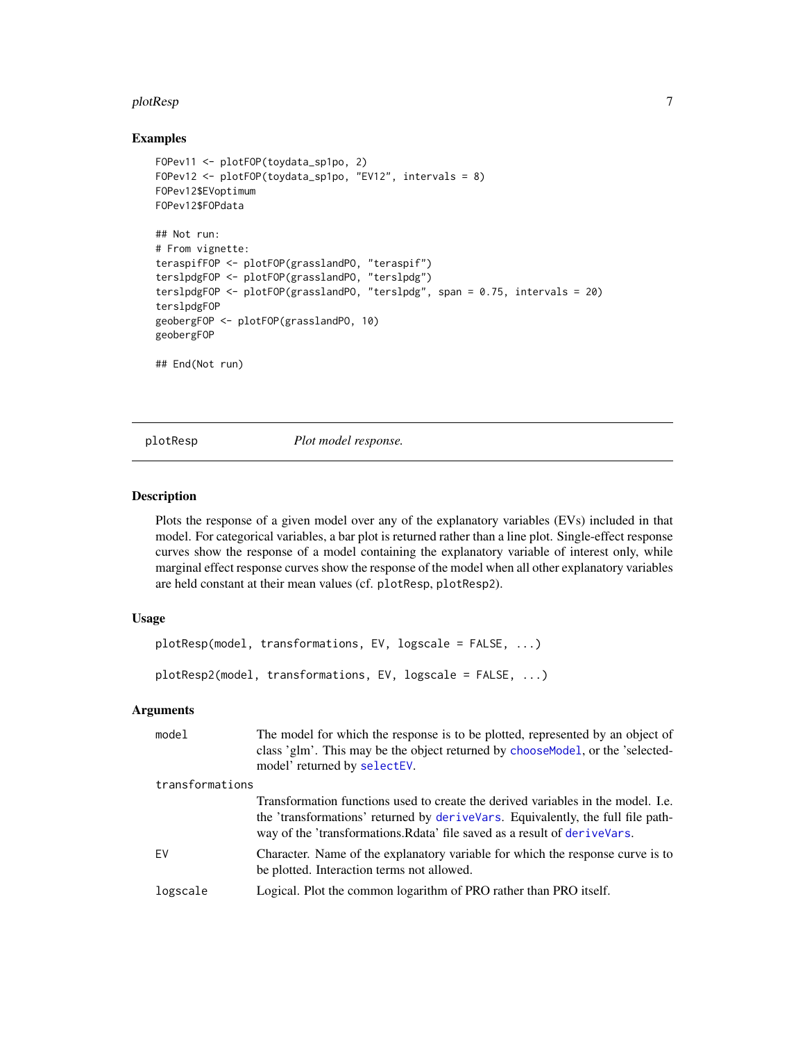## Examples

```
FOPev11 <- plotFOP(toydata_sp1po, 2)
FOPev12 <- plotFOP(toydata_sp1po, "EV12", intervals = 8)
FOPev12$EVoptimum
FOPev12$FOPdata

## Not run:
# From vignette:
teraspifFOP <- plotFOP(grasslandPO, "teraspif")
terslpdgFOP <- plotFOP(grasslandPO, "terslpdg")
terslpdgFOP <- plotFOP(grasslandPO, "terslpdg", span = 0.75, intervals = 20)
terslpdgFOP
geobergFOP <- plotFOP(grasslandPO, 10)
geobergFOP

## End(Not run)
```

---

# plotResp *Plot model response.*

---

## Description

Plots the response of a given model over any of the explanatory variables (EVs) included in that model. For categorical variables, a bar plot is returned rather than a line plot. Single-effect response curves show the response of a model containing the explanatory variable of interest only, while marginal effect response curves show the response of the model when all other explanatory variables are held constant at their mean values (cf. `plotResp`, `plotResp2`).

## Usage

```
plotResp(model, transformations, EV, logscale = FALSE, ...)

plotResp2(model, transformations, EV, logscale = FALSE, ...)
```

## Arguments

| | |
|---|---|
| `model` | The model for which the response is to be plotted, represented by an object of class 'glm'. This may be the object returned by `chooseModel`, or the 'selectedmodel' returned by `selectEV`. |
| `transformations` | Transformation functions used to create the derived variables in the model. I.e. the 'transformations' returned by `deriveVars`. Equivalently, the full file pathway of the 'transformations.Rdata' file saved as a result of `deriveVars`. |
| `EV` | Character. Name of the explanatory variable for which the response curve is to be plotted. Interaction terms not allowed. |
| `logscale` | Logical. Plot the common logarithm of PRO rather than PRO itself. |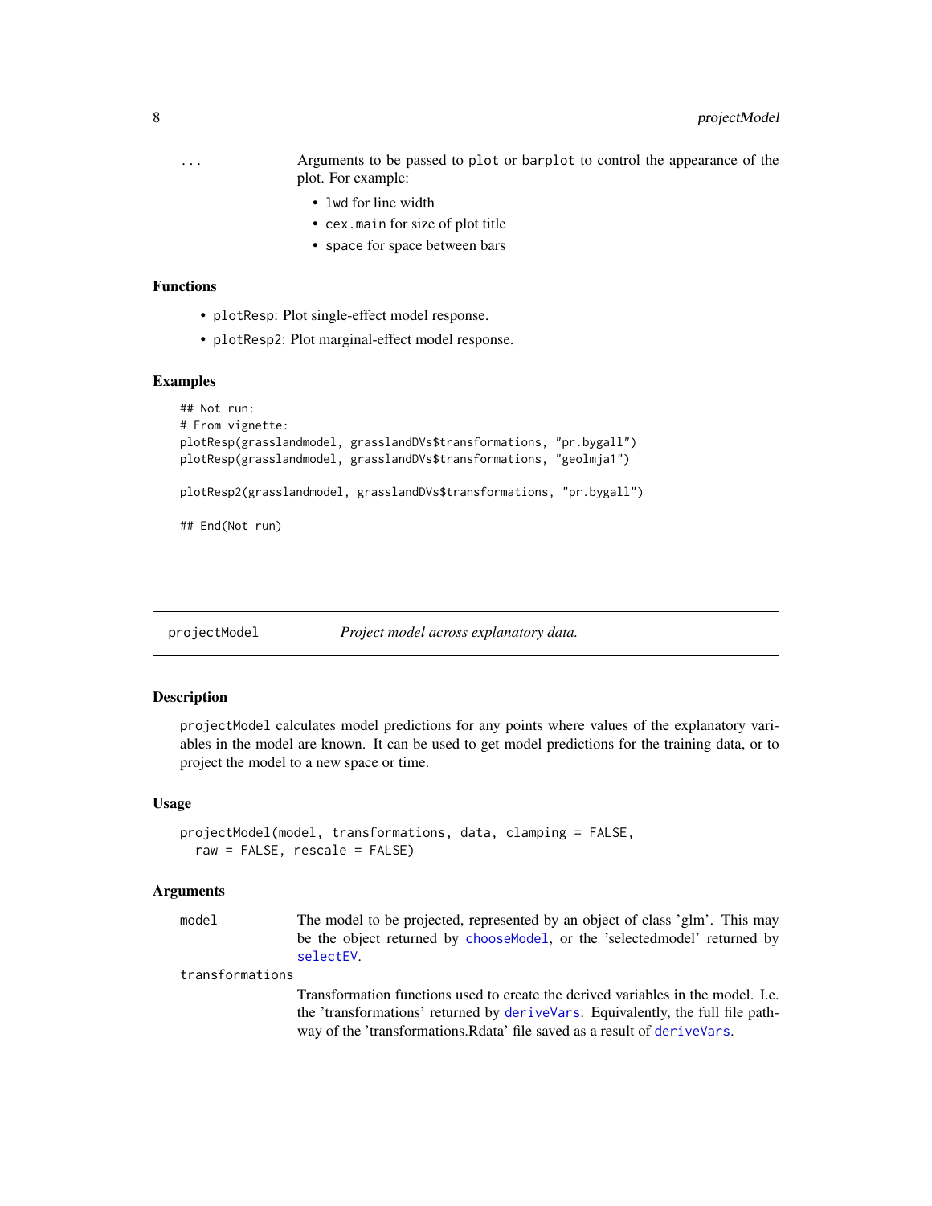`...` Arguments to be passed to `plot` or `barplot` to control the appearance of the plot. For example:

- `lwd` for line width
- `cex.main` for size of plot title
- `space` for space between bars

### Functions

- `plotResp`: Plot single-effect model response.
- `plotResp2`: Plot marginal-effect model response.

### Examples

```
## Not run:
# From vignette:
plotResp(grasslandmodel, grasslandDVs$transformations, "pr.bygall")
plotResp(grasslandmodel, grasslandDVs$transformations, "geolmja1")

plotResp2(grasslandmodel, grasslandDVs$transformations, "pr.bygall")

## End(Not run)
```

---

## projectModel — *Project model across explanatory data.*

---

### Description

`projectModel` calculates model predictions for any points where values of the explanatory variables in the model are known. It can be used to get model predictions for the training data, or to project the model to a new space or time.

### Usage

```
projectModel(model, transformations, data, clamping = FALSE,
  raw = FALSE, rescale = FALSE)
```

### Arguments

`model` The model to be projected, represented by an object of class 'glm'. This may be the object returned by chooseModel, or the 'selectedmodel' returned by selectEV.

`transformations` Transformation functions used to create the derived variables in the model. I.e. the 'transformations' returned by deriveVars. Equivalently, the full file pathway of the 'transformations.Rdata' file saved as a result of deriveVars.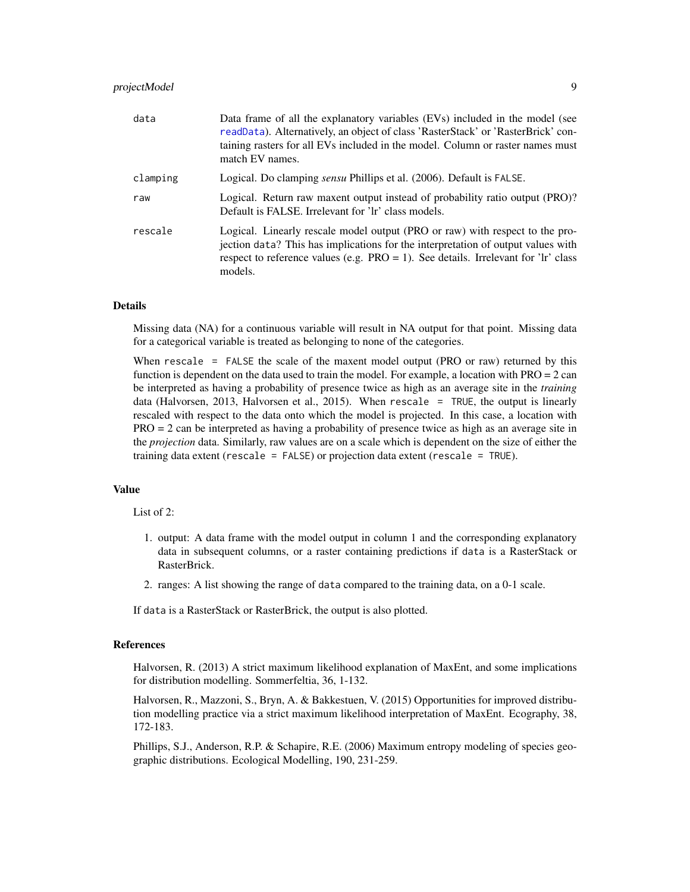| | |
|---|---|
| data | Data frame of all the explanatory variables (EVs) included in the model (see readData). Alternatively, an object of class 'RasterStack' or 'RasterBrick' containing rasters for all EVs included in the model. Column or raster names must match EV names. |
| clamping | Logical. Do clamping *sensu* Phillips et al. (2006). Default is `FALSE`. |
| raw | Logical. Return raw maxent output instead of probability ratio output (PRO)? Default is FALSE. Irrelevant for 'lr' class models. |
| rescale | Logical. Linearly rescale model output (PRO or raw) with respect to the projection `data`? This has implications for the interpretation of output values with respect to reference values (e.g. PRO = 1). See details. Irrelevant for 'lr' class models. |

### Details

Missing data (NA) for a continuous variable will result in NA output for that point. Missing data for a categorical variable is treated as belonging to none of the categories.

When `rescale = FALSE` the scale of the maxent model output (PRO or raw) returned by this function is dependent on the data used to train the model. For example, a location with PRO = 2 can be interpreted as having a probability of presence twice as high as an average site in the *training* data (Halvorsen, 2013, Halvorsen et al., 2015). When `rescale = TRUE`, the output is linearly rescaled with respect to the data onto which the model is projected. In this case, a location with PRO = 2 can be interpreted as having a probability of presence twice as high as an average site in the *projection* data. Similarly, raw values are on a scale which is dependent on the size of either the training data extent (`rescale = FALSE`) or projection data extent (`rescale = TRUE`).

### Value

List of 2:

1. output: A data frame with the model output in column 1 and the corresponding explanatory data in subsequent columns, or a raster containing predictions if `data` is a RasterStack or RasterBrick.
2. ranges: A list showing the range of `data` compared to the training data, on a 0-1 scale.

If `data` is a RasterStack or RasterBrick, the output is also plotted.

### References

Halvorsen, R. (2013) A strict maximum likelihood explanation of MaxEnt, and some implications for distribution modelling. Sommerfeltia, 36, 1-132.

Halvorsen, R., Mazzoni, S., Bryn, A. & Bakkestuen, V. (2015) Opportunities for improved distribution modelling practice via a strict maximum likelihood interpretation of MaxEnt. Ecography, 38, 172-183.

Phillips, S.J., Anderson, R.P. & Schapire, R.E. (2006) Maximum entropy modeling of species geographic distributions. Ecological Modelling, 190, 231-259.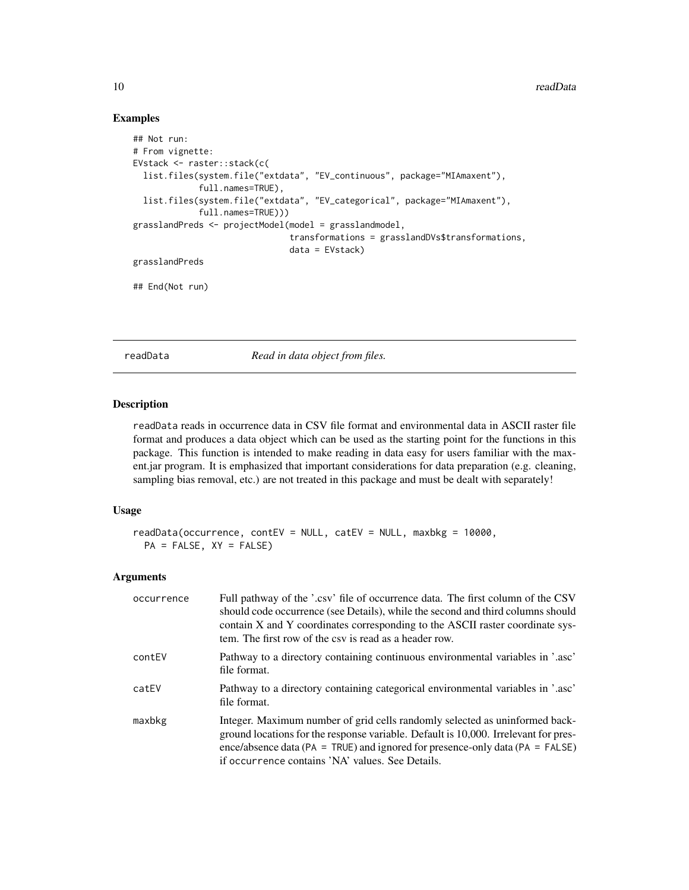### Examples

```
## Not run:
# From vignette:
EVstack <- raster::stack(c(
  list.files(system.file("extdata", "EV_continuous", package="MIAmaxent"),
             full.names=TRUE),
  list.files(system.file("extdata", "EV_categorical", package="MIAmaxent"),
             full.names=TRUE)))
grasslandPreds <- projectModel(model = grasslandmodel,
                               transformations = grasslandDVs$transformations,
                               data = EVstack)
grasslandPreds

## End(Not run)
```

## readData — *Read in data object from files.*

### Description

readData reads in occurrence data in CSV file format and environmental data in ASCII raster file format and produces a data object which can be used as the starting point for the functions in this package. This function is intended to make reading in data easy for users familiar with the maxent.jar program. It is emphasized that important considerations for data preparation (e.g. cleaning, sampling bias removal, etc.) are not treated in this package and must be dealt with separately!

### Usage

```
readData(occurrence, contEV = NULL, catEV = NULL, maxbkg = 10000,
  PA = FALSE, XY = FALSE)
```

### Arguments

| | |
|---|---|
| occurrence | Full pathway of the '.csv' file of occurrence data. The first column of the CSV should code occurrence (see Details), while the second and third columns should contain X and Y coordinates corresponding to the ASCII raster coordinate system. The first row of the csv is read as a header row. |
| contEV | Pathway to a directory containing continuous environmental variables in '.asc' file format. |
| catEV | Pathway to a directory containing categorical environmental variables in '.asc' file format. |
| maxbkg | Integer. Maximum number of grid cells randomly selected as uninformed background locations for the response variable. Default is 10,000. Irrelevant for presence/absence data (PA = TRUE) and ignored for presence-only data (PA = FALSE) if occurrence contains 'NA' values. See Details. |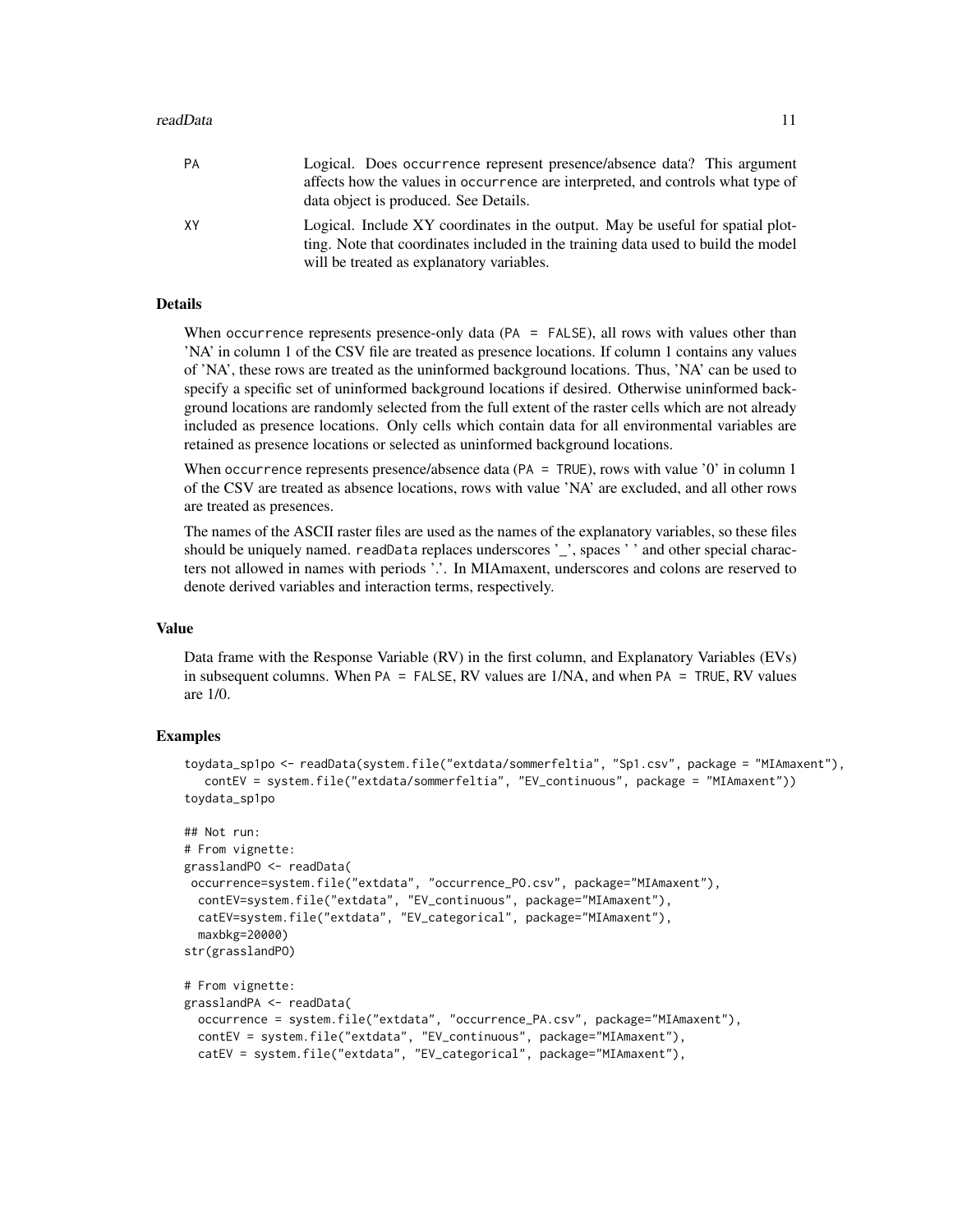| | |
|---|---|
| PA | Logical. Does occurrence represent presence/absence data? This argument affects how the values in occurrence are interpreted, and controls what type of data object is produced. See Details. |
| XY | Logical. Include XY coordinates in the output. May be useful for spatial plotting. Note that coordinates included in the training data used to build the model will be treated as explanatory variables. |

## Details

When occurrence represents presence-only data (PA = FALSE), all rows with values other than 'NA' in column 1 of the CSV file are treated as presence locations. If column 1 contains any values of 'NA', these rows are treated as the uninformed background locations. Thus, 'NA' can be used to specify a specific set of uninformed background locations if desired. Otherwise uninformed background locations are randomly selected from the full extent of the raster cells which are not already included as presence locations. Only cells which contain data for all environmental variables are retained as presence locations or selected as uninformed background locations.

When occurrence represents presence/absence data (PA = TRUE), rows with value '0' in column 1 of the CSV are treated as absence locations, rows with value 'NA' are excluded, and all other rows are treated as presences.

The names of the ASCII raster files are used as the names of the explanatory variables, so these files should be uniquely named. readData replaces underscores '_', spaces ' ' and other special characters not allowed in names with periods '.'. In MIAmaxent, underscores and colons are reserved to denote derived variables and interaction terms, respectively.

## Value

Data frame with the Response Variable (RV) in the first column, and Explanatory Variables (EVs) in subsequent columns. When PA = FALSE, RV values are 1/NA, and when PA = TRUE, RV values are 1/0.

## Examples

```
toydata_sp1po <- readData(system.file("extdata/sommerfeltia", "Sp1.csv", package = "MIAmaxent"),
   contEV = system.file("extdata/sommerfeltia", "EV_continuous", package = "MIAmaxent"))
toydata_sp1po

## Not run:
# From vignette:
grasslandPO <- readData(
 occurrence=system.file("extdata", "occurrence_PO.csv", package="MIAmaxent"),
  contEV=system.file("extdata", "EV_continuous", package="MIAmaxent"),
  catEV=system.file("extdata", "EV_categorical", package="MIAmaxent"),
  maxbkg=20000)
str(grasslandPO)

# From vignette:
grasslandPA <- readData(
  occurrence = system.file("extdata", "occurrence_PA.csv", package="MIAmaxent"),
  contEV = system.file("extdata", "EV_continuous", package="MIAmaxent"),
  catEV = system.file("extdata", "EV_categorical", package="MIAmaxent"),
```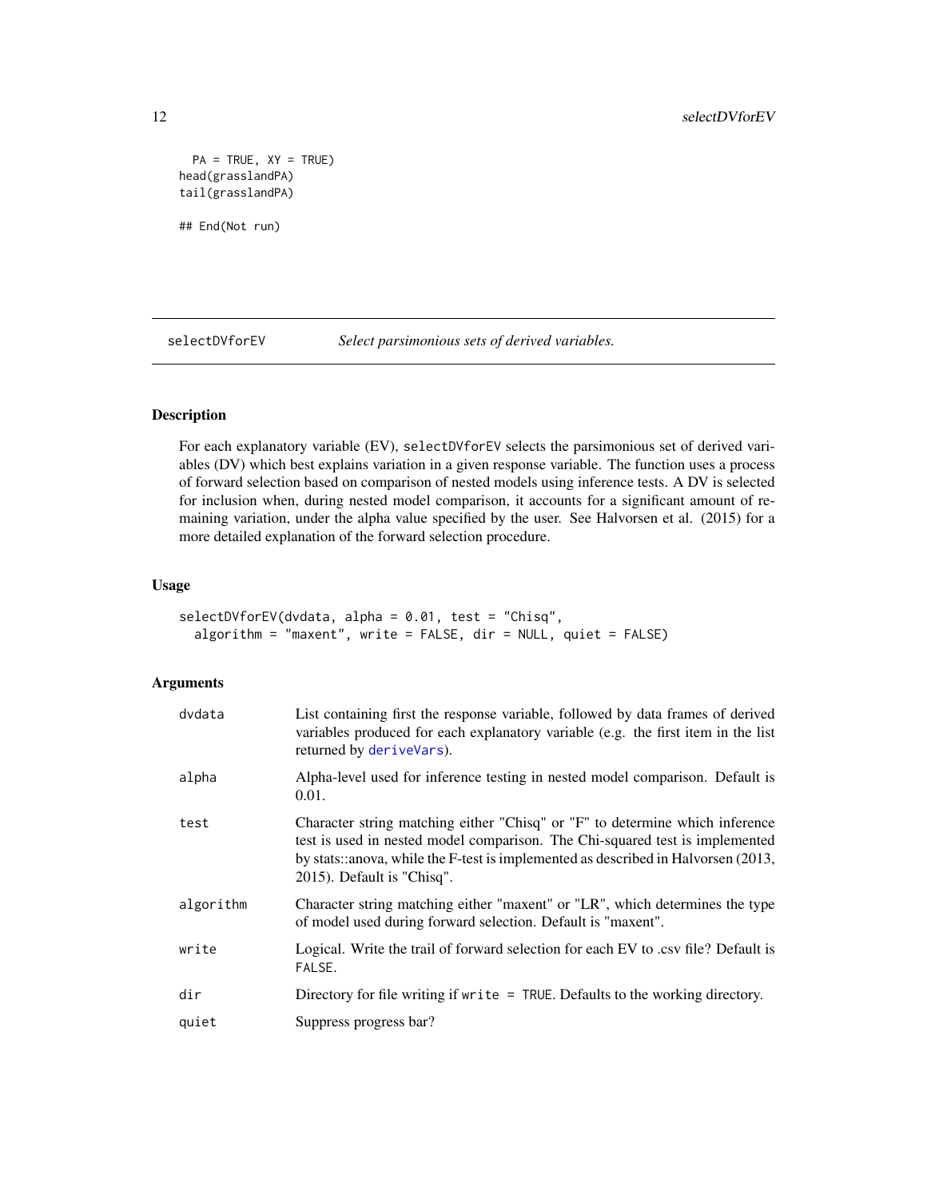```
  PA = TRUE, XY = TRUE)
head(grasslandPA)
tail(grasslandPA)

## End(Not run)
```

---

## selectDVforEV — *Select parsimonious sets of derived variables.*

---

### Description

For each explanatory variable (EV), `selectDVforEV` selects the parsimonious set of derived variables (DV) which best explains variation in a given response variable. The function uses a process of forward selection based on comparison of nested models using inference tests. A DV is selected for inclusion when, during nested model comparison, it accounts for a significant amount of remaining variation, under the alpha value specified by the user. See Halvorsen et al. (2015) for a more detailed explanation of the forward selection procedure.

### Usage

```
selectDVforEV(dvdata, alpha = 0.01, test = "Chisq",
  algorithm = "maxent", write = FALSE, dir = NULL, quiet = FALSE)
```

### Arguments

| | |
|---|---|
| `dvdata` | List containing first the response variable, followed by data frames of derived variables produced for each explanatory variable (e.g. the first item in the list returned by `deriveVars`). |
| `alpha` | Alpha-level used for inference testing in nested model comparison. Default is 0.01. |
| `test` | Character string matching either "Chisq" or "F" to determine which inference test is used in nested model comparison. The Chi-squared test is implemented by stats::anova, while the F-test is implemented as described in Halvorsen (2013, 2015). Default is "Chisq". |
| `algorithm` | Character string matching either "maxent" or "LR", which determines the type of model used during forward selection. Default is "maxent". |
| `write` | Logical. Write the trail of forward selection for each EV to .csv file? Default is `FALSE`. |
| `dir` | Directory for file writing if `write = TRUE`. Defaults to the working directory. |
| `quiet` | Suppress progress bar? |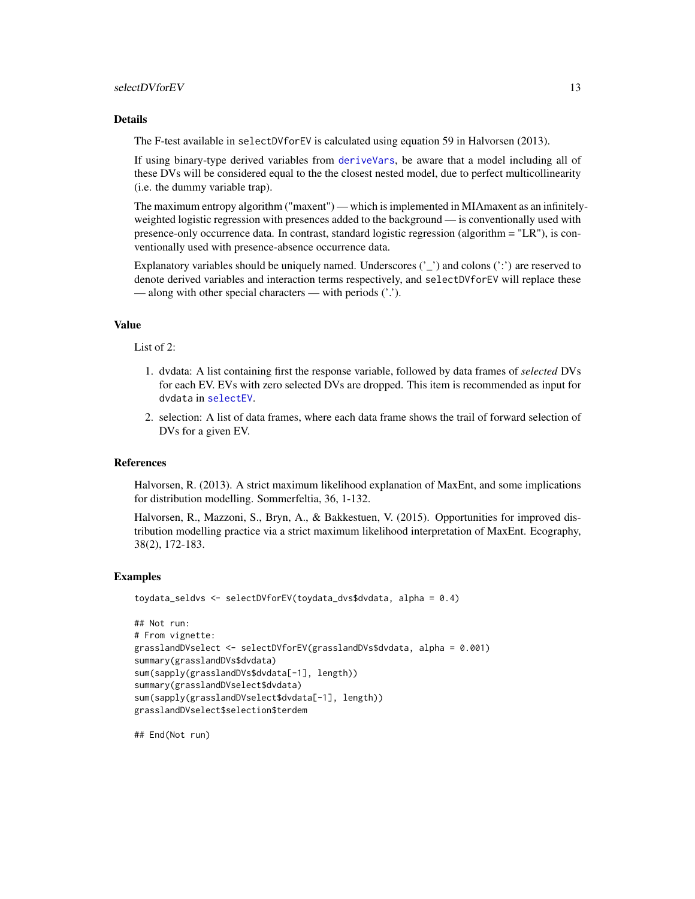## Details

The F-test available in selectDVforEV is calculated using equation 59 in Halvorsen (2013).

If using binary-type derived variables from deriveVars, be aware that a model including all of these DVs will be considered equal to the the closest nested model, due to perfect multicollinearity (i.e. the dummy variable trap).

The maximum entropy algorithm ("maxent") — which is implemented in MIAmaxent as an infinitely-weighted logistic regression with presences added to the background — is conventionally used with presence-only occurrence data. In contrast, standard logistic regression (algorithm = "LR"), is conventionally used with presence-absence occurrence data.

Explanatory variables should be uniquely named. Underscores ('_') and colons (':') are reserved to denote derived variables and interaction terms respectively, and selectDVforEV will replace these — along with other special characters — with periods ('.').

## Value

List of 2:

1. dvdata: A list containing first the response variable, followed by data frames of *selected* DVs for each EV. EVs with zero selected DVs are dropped. This item is recommended as input for dvdata in selectEV.
2. selection: A list of data frames, where each data frame shows the trail of forward selection of DVs for a given EV.

## References

Halvorsen, R. (2013). A strict maximum likelihood explanation of MaxEnt, and some implications for distribution modelling. Sommerfeltia, 36, 1-132.

Halvorsen, R., Mazzoni, S., Bryn, A., & Bakkestuen, V. (2015). Opportunities for improved distribution modelling practice via a strict maximum likelihood interpretation of MaxEnt. Ecography, 38(2), 172-183.

## Examples

```
toydata_seldvs <- selectDVforEV(toydata_dvs$dvdata, alpha = 0.4)

## Not run:
# From vignette:
grasslandDVselect <- selectDVforEV(grasslandDVs$dvdata, alpha = 0.001)
summary(grasslandDVs$dvdata)
sum(sapply(grasslandDVs$dvdata[-1], length))
summary(grasslandDVselect$dvdata)
sum(sapply(grasslandDVselect$dvdata[-1], length))
grasslandDVselect$selection$terdem

## End(Not run)
```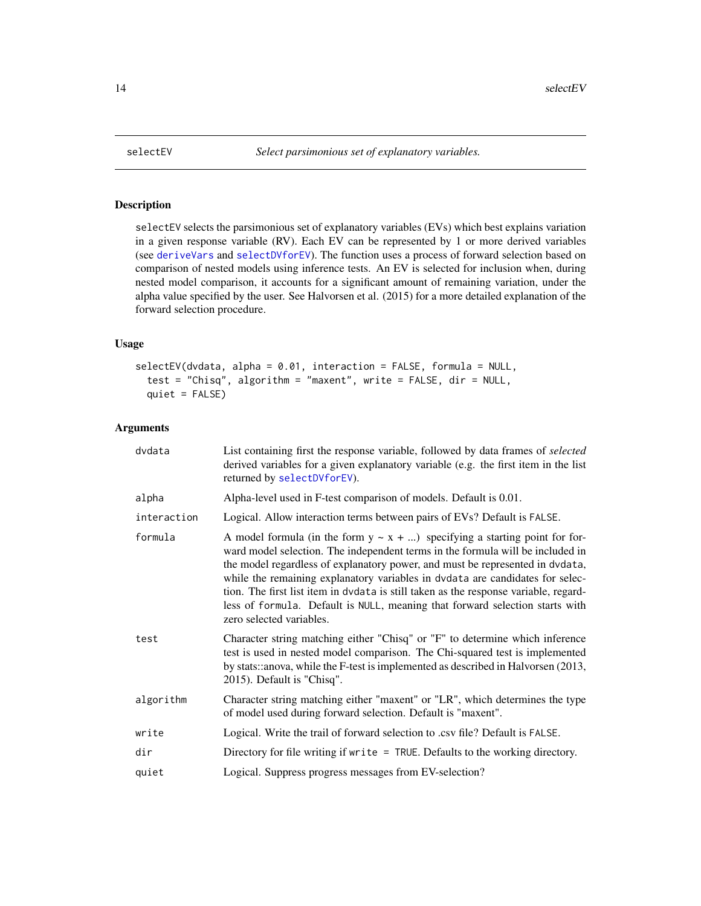# selectEV — *Select parsimonious set of explanatory variables.*

## Description

`selectEV` selects the parsimonious set of explanatory variables (EVs) which best explains variation in a given response variable (RV). Each EV can be represented by 1 or more derived variables (see `deriveVars` and `selectDVforEV`). The function uses a process of forward selection based on comparison of nested models using inference tests. An EV is selected for inclusion when, during nested model comparison, it accounts for a significant amount of remaining variation, under the alpha value specified by the user. See Halvorsen et al. (2015) for a more detailed explanation of the forward selection procedure.

## Usage

```
selectEV(dvdata, alpha = 0.01, interaction = FALSE, formula = NULL,
  test = "Chisq", algorithm = "maxent", write = FALSE, dir = NULL,
  quiet = FALSE)
```

## Arguments

| Argument | Description |
| --- | --- |
| `dvdata` | List containing first the response variable, followed by data frames of *selected* derived variables for a given explanatory variable (e.g. the first item in the list returned by `selectDVforEV`). |
| `alpha` | Alpha-level used in F-test comparison of models. Default is 0.01. |
| `interaction` | Logical. Allow interaction terms between pairs of EVs? Default is `FALSE`. |
| `formula` | A model formula (in the form y ~ x + ...) specifying a starting point for forward model selection. The independent terms in the formula will be included in the model regardless of explanatory power, and must be represented in `dvdata`, while the remaining explanatory variables in `dvdata` are candidates for selection. The first list item in `dvdata` is still taken as the response variable, regardless of `formula`. Default is `NULL`, meaning that forward selection starts with zero selected variables. |
| `test` | Character string matching either "Chisq" or "F" to determine which inference test is used in nested model comparison. The Chi-squared test is implemented by stats::anova, while the F-test is implemented as described in Halvorsen (2013, 2015). Default is "Chisq". |
| `algorithm` | Character string matching either "maxent" or "LR", which determines the type of model used during forward selection. Default is "maxent". |
| `write` | Logical. Write the trail of forward selection to .csv file? Default is `FALSE`. |
| `dir` | Directory for file writing if `write = TRUE`. Defaults to the working directory. |
| `quiet` | Logical. Suppress progress messages from EV-selection? |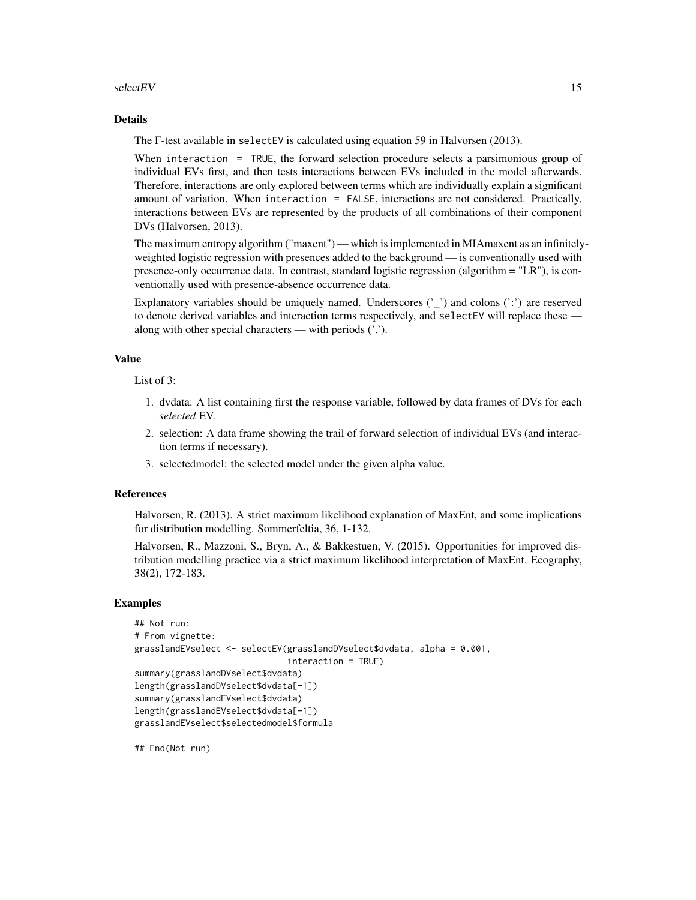### Details

The F-test available in selectEV is calculated using equation 59 in Halvorsen (2013).

When `interaction = TRUE`, the forward selection procedure selects a parsimonious group of individual EVs first, and then tests interactions between EVs included in the model afterwards. Therefore, interactions are only explored between terms which are individually explain a significant amount of variation. When `interaction = FALSE`, interactions are not considered. Practically, interactions between EVs are represented by the products of all combinations of their component DVs (Halvorsen, 2013).

The maximum entropy algorithm ("maxent") — which is implemented in MIAmaxent as an infinitely-weighted logistic regression with presences added to the background — is conventionally used with presence-only occurrence data. In contrast, standard logistic regression (algorithm = "LR"), is conventionally used with presence-absence occurrence data.

Explanatory variables should be uniquely named. Underscores ('_') and colons (':') are reserved to denote derived variables and interaction terms respectively, and selectEV will replace these — along with other special characters — with periods ('.').

### Value

List of 3:

1. dvdata: A list containing first the response variable, followed by data frames of DVs for each *selected* EV.
2. selection: A data frame showing the trail of forward selection of individual EVs (and interaction terms if necessary).
3. selectedmodel: the selected model under the given alpha value.

### References

Halvorsen, R. (2013). A strict maximum likelihood explanation of MaxEnt, and some implications for distribution modelling. Sommerfeltia, 36, 1-132.

Halvorsen, R., Mazzoni, S., Bryn, A., & Bakkestuen, V. (2015). Opportunities for improved distribution modelling practice via a strict maximum likelihood interpretation of MaxEnt. Ecography, 38(2), 172-183.

### Examples

```
## Not run:
# From vignette:
grasslandEVselect <- selectEV(grasslandDVselect$dvdata, alpha = 0.001,
                              interaction = TRUE)
summary(grasslandDVselect$dvdata)
length(grasslandDVselect$dvdata[-1])
summary(grasslandEVselect$dvdata)
length(grasslandEVselect$dvdata[-1])
grasslandEVselect$selectedmodel$formula

## End(Not run)
```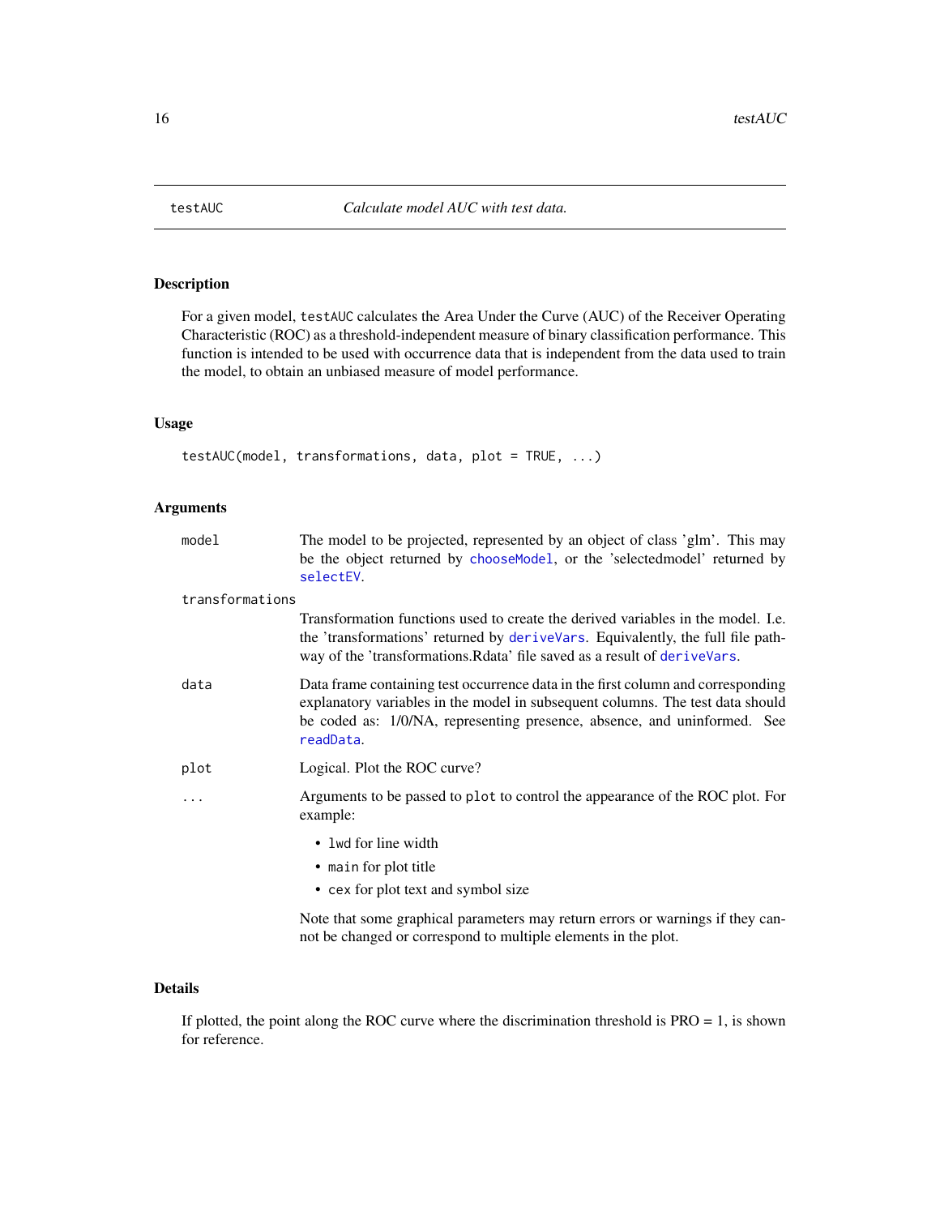## testAUC — *Calculate model AUC with test data.*

### Description

For a given model, `testAUC` calculates the Area Under the Curve (AUC) of the Receiver Operating Characteristic (ROC) as a threshold-independent measure of binary classification performance. This function is intended to be used with occurrence data that is independent from the data used to train the model, to obtain an unbiased measure of model performance.

### Usage

```
testAUC(model, transformations, data, plot = TRUE, ...)
```

### Arguments

`model` — The model to be projected, represented by an object of class 'glm'. This may be the object returned by `chooseModel`, or the 'selectedmodel' returned by `selectEV`.

`transformations` — Transformation functions used to create the derived variables in the model. I.e. the 'transformations' returned by `deriveVars`. Equivalently, the full file pathway of the 'transformations.Rdata' file saved as a result of `deriveVars`.

`data` — Data frame containing test occurrence data in the first column and corresponding explanatory variables in the model in subsequent columns. The test data should be coded as: 1/0/NA, representing presence, absence, and uninformed. See `readData`.

`plot` — Logical. Plot the ROC curve?

`...` — Arguments to be passed to `plot` to control the appearance of the ROC plot. For example:

- `lwd` for line width
- `main` for plot title
- `cex` for plot text and symbol size

Note that some graphical parameters may return errors or warnings if they cannot be changed or correspond to multiple elements in the plot.

### Details

If plotted, the point along the ROC curve where the discrimination threshold is PRO = 1, is shown for reference.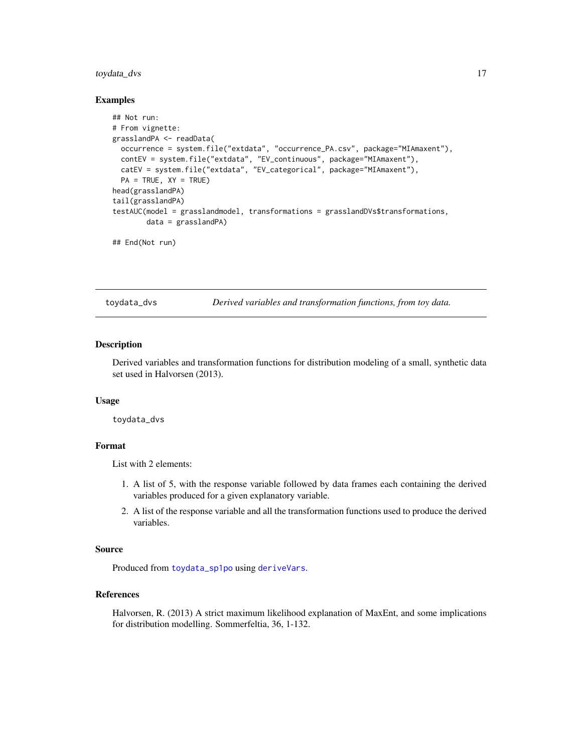### Examples

```
## Not run:
# From vignette:
grasslandPA <- readData(
  occurrence = system.file("extdata", "occurrence_PA.csv", package="MIAmaxent"),
  contEV = system.file("extdata", "EV_continuous", package="MIAmaxent"),
  catEV = system.file("extdata", "EV_categorical", package="MIAmaxent"),
  PA = TRUE, XY = TRUE)
head(grasslandPA)
tail(grasslandPA)
testAUC(model = grasslandmodel, transformations = grasslandDVs$transformations,
        data = grasslandPA)

## End(Not run)
```

---

## toydata_dvs — *Derived variables and transformation functions, from toy data.*

### Description

Derived variables and transformation functions for distribution modeling of a small, synthetic data set used in Halvorsen (2013).

### Usage

```
toydata_dvs
```

### Format

List with 2 elements:

1. A list of 5, with the response variable followed by data frames each containing the derived variables produced for a given explanatory variable.
2. A list of the response variable and all the transformation functions used to produce the derived variables.

### Source

Produced from `toydata_sp1po` using `deriveVars`.

### References

Halvorsen, R. (2013) A strict maximum likelihood explanation of MaxEnt, and some implications for distribution modelling. Sommerfeltia, 36, 1-132.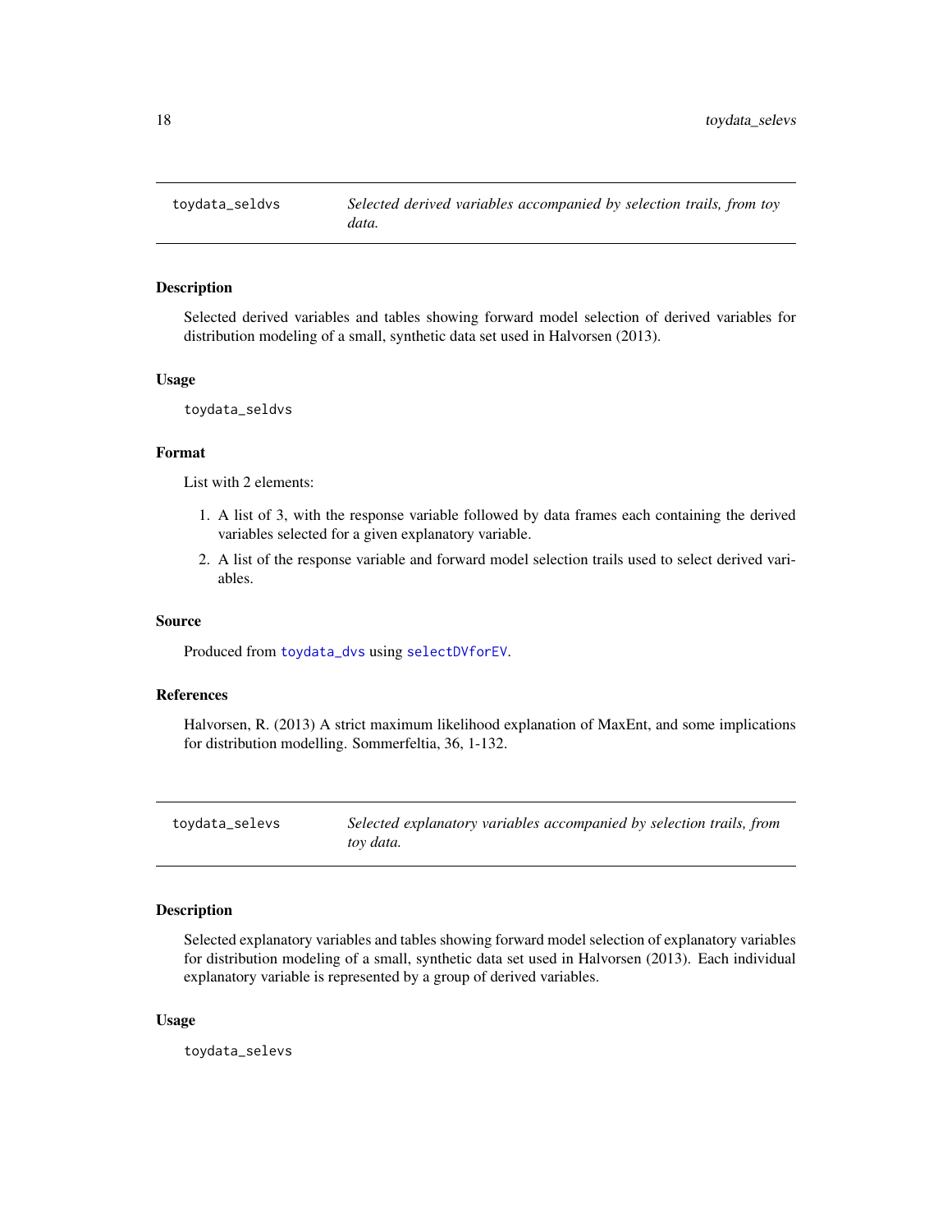## toydata_seldvs — *Selected derived variables accompanied by selection trails, from toy data.*

### Description

Selected derived variables and tables showing forward model selection of derived variables for distribution modeling of a small, synthetic data set used in Halvorsen (2013).

### Usage

```
toydata_seldvs
```

### Format

List with 2 elements:

1. A list of 3, with the response variable followed by data frames each containing the derived variables selected for a given explanatory variable.
2. A list of the response variable and forward model selection trails used to select derived variables.

### Source

Produced from `toydata_dvs` using `selectDVforEV`.

### References

Halvorsen, R. (2013) A strict maximum likelihood explanation of MaxEnt, and some implications for distribution modelling. Sommerfeltia, 36, 1-132.

## toydata_selevs — *Selected explanatory variables accompanied by selection trails, from toy data.*

### Description

Selected explanatory variables and tables showing forward model selection of explanatory variables for distribution modeling of a small, synthetic data set used in Halvorsen (2013). Each individual explanatory variable is represented by a group of derived variables.

### Usage

```
toydata_selevs
```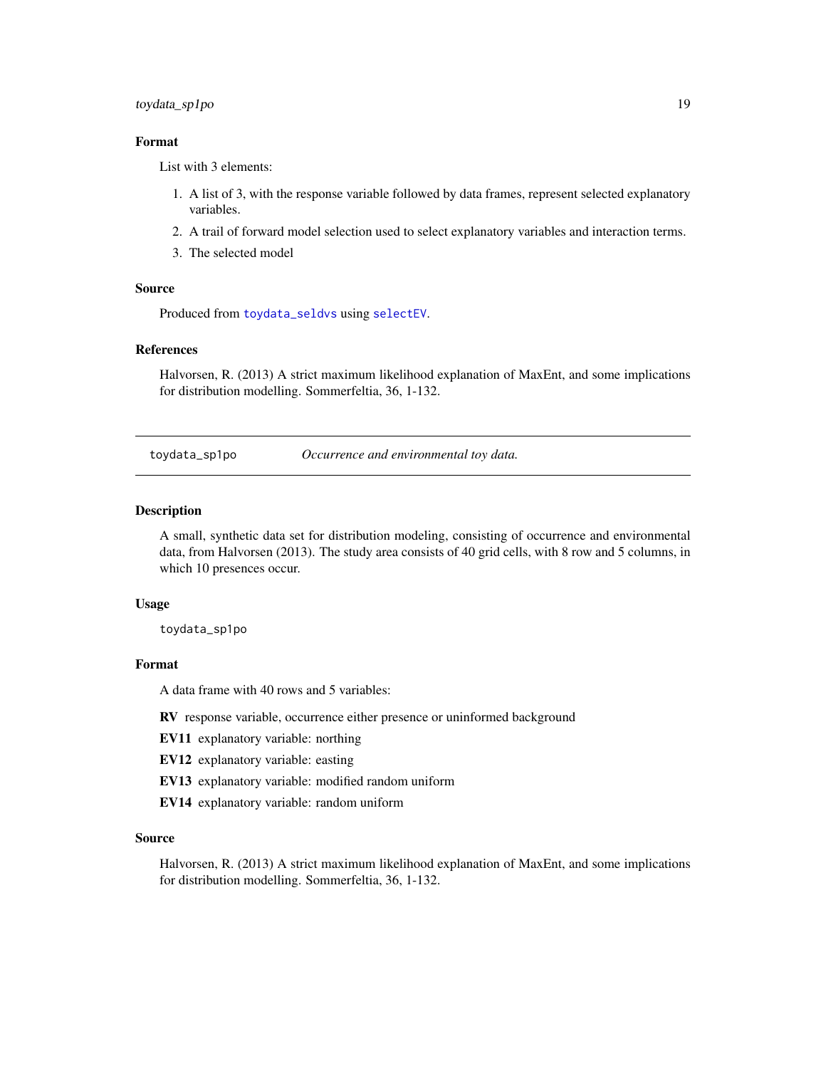### Format

List with 3 elements:

1. A list of 3, with the response variable followed by data frames, represent selected explanatory variables.
2. A trail of forward model selection used to select explanatory variables and interaction terms.
3. The selected model

### Source

Produced from toydata_seldvs using selectEV.

### References

Halvorsen, R. (2013) A strict maximum likelihood explanation of MaxEnt, and some implications for distribution modelling. Sommerfeltia, 36, 1-132.

---

## toydata_sp1po    *Occurrence and environmental toy data.*

---

### Description

A small, synthetic data set for distribution modeling, consisting of occurrence and environmental data, from Halvorsen (2013). The study area consists of 40 grid cells, with 8 row and 5 columns, in which 10 presences occur.

### Usage

```
toydata_sp1po
```

### Format

A data frame with 40 rows and 5 variables:

**RV** response variable, occurrence either presence or uninformed background

**EV11** explanatory variable: northing

**EV12** explanatory variable: easting

**EV13** explanatory variable: modified random uniform

**EV14** explanatory variable: random uniform

### Source

Halvorsen, R. (2013) A strict maximum likelihood explanation of MaxEnt, and some implications for distribution modelling. Sommerfeltia, 36, 1-132.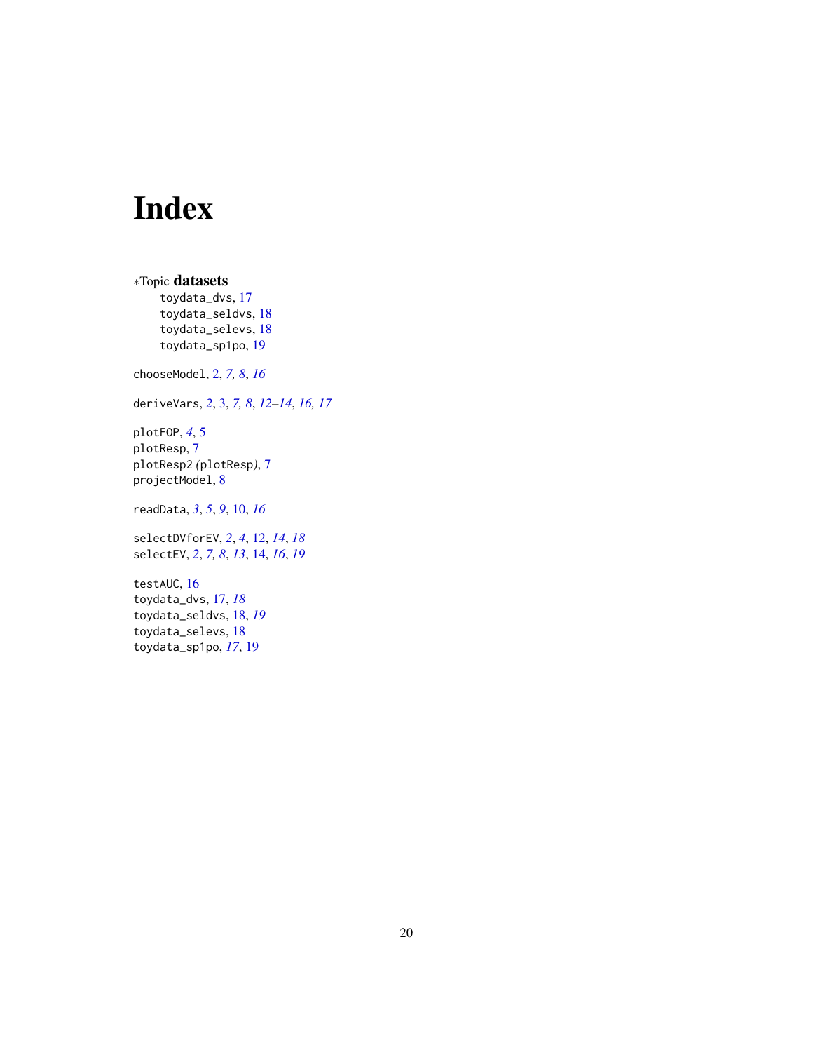# Index

∗Topic **datasets**

- toydata_dvs, 17
- toydata_seldvs, 18
- toydata_selevs, 18
- toydata_sp1po, 19

chooseModel, 2, *7, 8*, *16*

deriveVars, *2*, 3, *7, 8*, *12–14*, *16, 17*

plotFOP, *4*, 5
plotResp, 7
plotResp2 (plotResp), 7
projectModel, 8

readData, *3*, *5*, *9*, 10, *16*

selectDVforEV, *2*, *4*, 12, *14*, *18*
selectEV, *2*, *7, 8*, *13*, 14, *16*, *19*

testAUC, 16
toydata_dvs, 17, *18*
toydata_seldvs, 18, *19*
toydata_selevs, 18
toydata_sp1po, *17*, 19